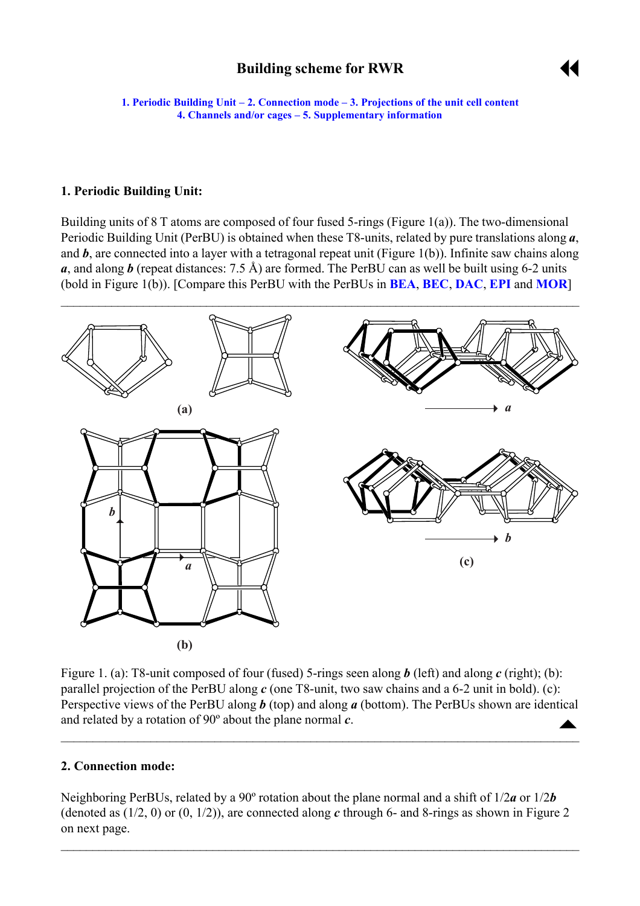# Building scheme for RWR

1. Periodic Building Unit – 2. Connection mode – 3. Projections of the unit cell content
4. Channels and/or cages – 5. Supplementary information

## 1. Periodic Building Unit:

Building units of 8 T atoms are composed of four fused 5-rings (Figure 1(a)). The two-dimensional Periodic Building Unit (PerBU) is obtained when these T8-units, related by pure translations along ***a***, and ***b***, are connected into a layer with a tetragonal repeat unit (Figure 1(b)). Infinite saw chains along ***a***, and along ***b*** (repeat distances: 7.5 Å) are formed. The PerBU can as well be built using 6-2 units (bold in Figure 1(b)). [Compare this PerBU with the PerBUs in **BEA**, **BEC**, **DAC**, **EPI** and **MOR**]

Figure 1. (a): T8-unit composed of four (fused) 5-rings seen along ***b*** (left) and along ***c*** (right); (b): parallel projection of the PerBU along ***c*** (one T8-unit, two saw chains and a 6-2 unit in bold). (c): Perspective views of the PerBU along ***b*** (top) and along ***a*** (bottom). The PerBUs shown are identical and related by a rotation of 90º about the plane normal ***c***.

## 2. Connection mode:

Neighboring PerBUs, related by a 90º rotation about the plane normal and a shift of 1/2***a*** or 1/2***b*** (denoted as (1/2, 0) or (0, 1/2)), are connected along ***c*** through 6- and 8-rings as shown in Figure 2 on next page.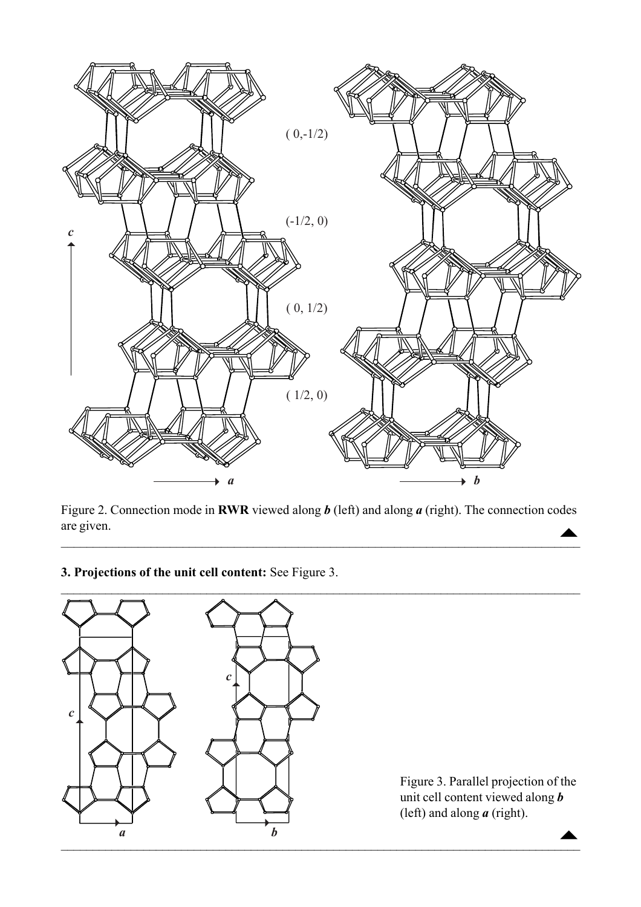Figure 2. Connection mode in **RWR** viewed along ***b*** (left) and along ***a*** (right). The connection codes are given.

**3. Projections of the unit cell content:** See Figure 3.

Figure 3. Parallel projection of the unit cell content viewed along ***b*** (left) and along ***a*** (right).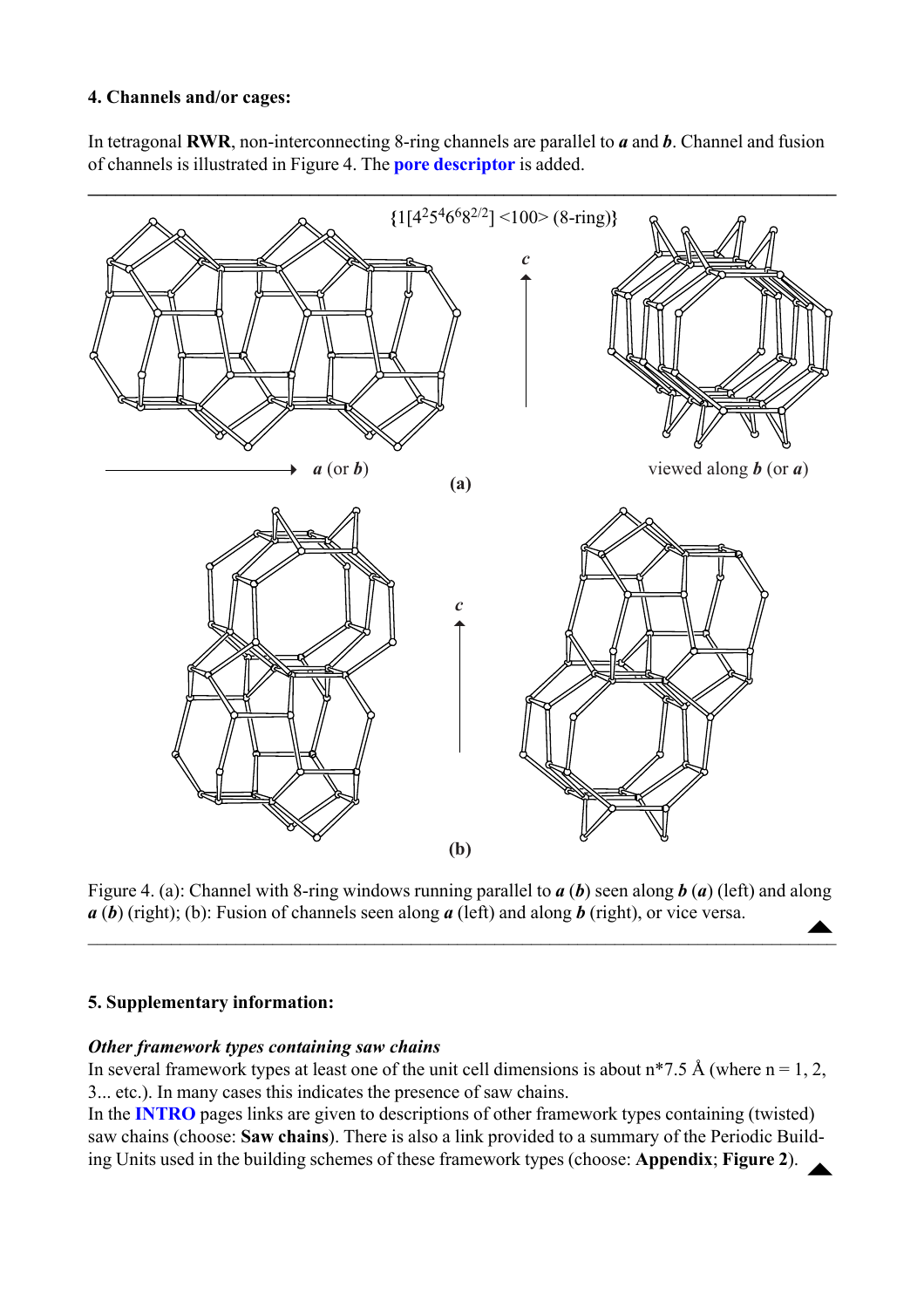### 4. Channels and/or cages:

In tetragonal **RWR**, non-interconnecting 8-ring channels are parallel to ***a*** and ***b***. Channel and fusion of channels is illustrated in Figure 4. The **pore descriptor** is added.

{1[$4^2 5^4 6^6 8^{2/2}$] <100> (8-ring)}

*c*

***a*** (or ***b***)

viewed along ***b*** (or ***a***)

**(a)**

*c*

**(b)**

Figure 4. (a): Channel with 8-ring windows running parallel to ***a*** (***b***) seen along ***b*** (***a***) (left) and along ***a*** (***b***) (right); (b): Fusion of channels seen along ***a*** (left) and along ***b*** (right), or vice versa.

### 5. Supplementary information:

***Other framework types containing saw chains***

In several framework types at least one of the unit cell dimensions is about n*7.5 Å (where n = 1, 2, 3... etc.). In many cases this indicates the presence of saw chains.

In the **INTRO** pages links are given to descriptions of other framework types containing (twisted) saw chains (choose: **Saw chains**). There is also a link provided to a summary of the Periodic Building Units used in the building schemes of these framework types (choose: **Appendix**; **Figure 2**).